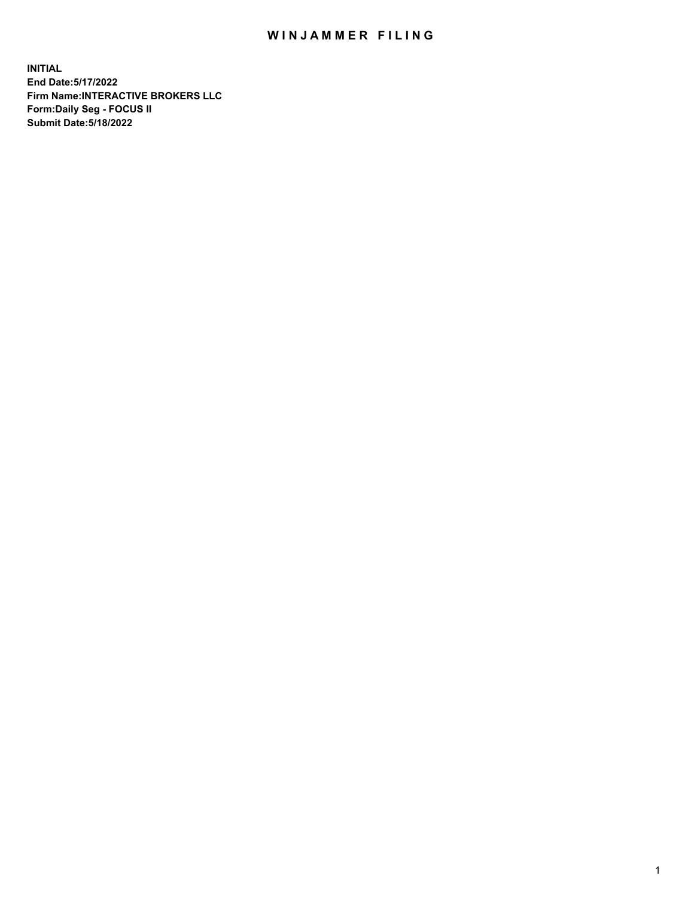# WINJAMMER FILING

**INITIAL**
**End Date:5/17/2022**
**Firm Name:INTERACTIVE BROKERS LLC**
**Form:Daily Seg - FOCUS II**
**Submit Date:5/18/2022**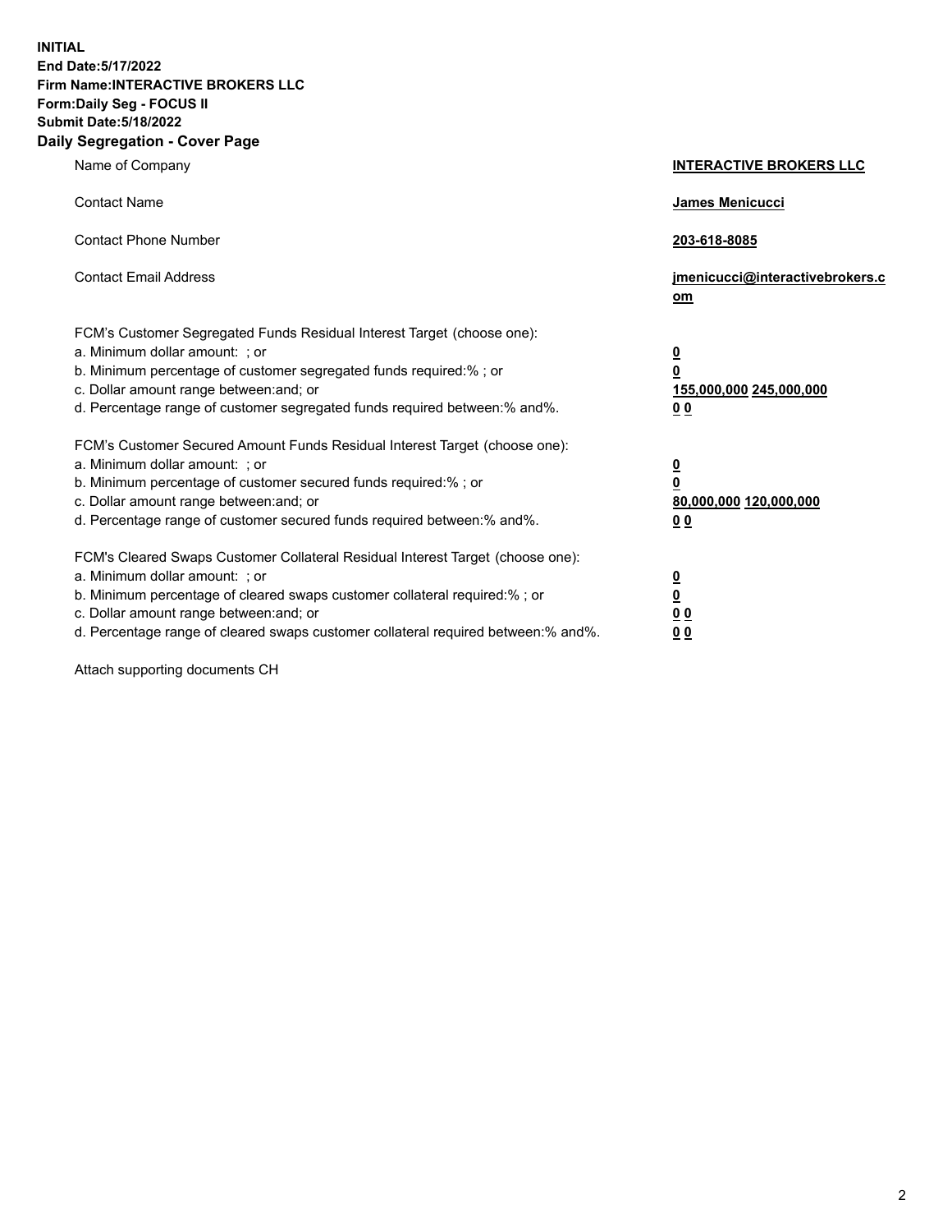**INITIAL**
**End Date:5/17/2022**
**Firm Name:INTERACTIVE BROKERS LLC**
**Form:Daily Seg - FOCUS II**
**Submit Date:5/18/2022**

## Daily Segregation - Cover Page

| | |
|---|---|
| Name of Company | **INTERACTIVE BROKERS LLC** |
| Contact Name | **James Menicucci** |
| Contact Phone Number | **203-618-8085** |
| Contact Email Address | **jmenicucci@interactivebrokers.com** |

FCM's Customer Segregated Funds Residual Interest Target (choose one):

| | |
|---|---|
| a. Minimum dollar amount: ; or | **0** |
| b. Minimum percentage of customer segregated funds required:% ; or | **0** |
| c. Dollar amount range between:and; or | **155,000,000 245,000,000** |
| d. Percentage range of customer segregated funds required between:% and%. | **0 0** |

FCM's Customer Secured Amount Funds Residual Interest Target (choose one):

| | |
|---|---|
| a. Minimum dollar amount: ; or | **0** |
| b. Minimum percentage of customer secured funds required:% ; or | **0** |
| c. Dollar amount range between:and; or | **80,000,000 120,000,000** |
| d. Percentage range of customer secured funds required between:% and%. | **0 0** |

FCM's Cleared Swaps Customer Collateral Residual Interest Target (choose one):

| | |
|---|---|
| a. Minimum dollar amount: ; or | **0** |
| b. Minimum percentage of cleared swaps customer collateral required:% ; or | **0** |
| c. Dollar amount range between:and; or | **0 0** |
| d. Percentage range of cleared swaps customer collateral required between:% and%. | **0 0** |

Attach supporting documents CH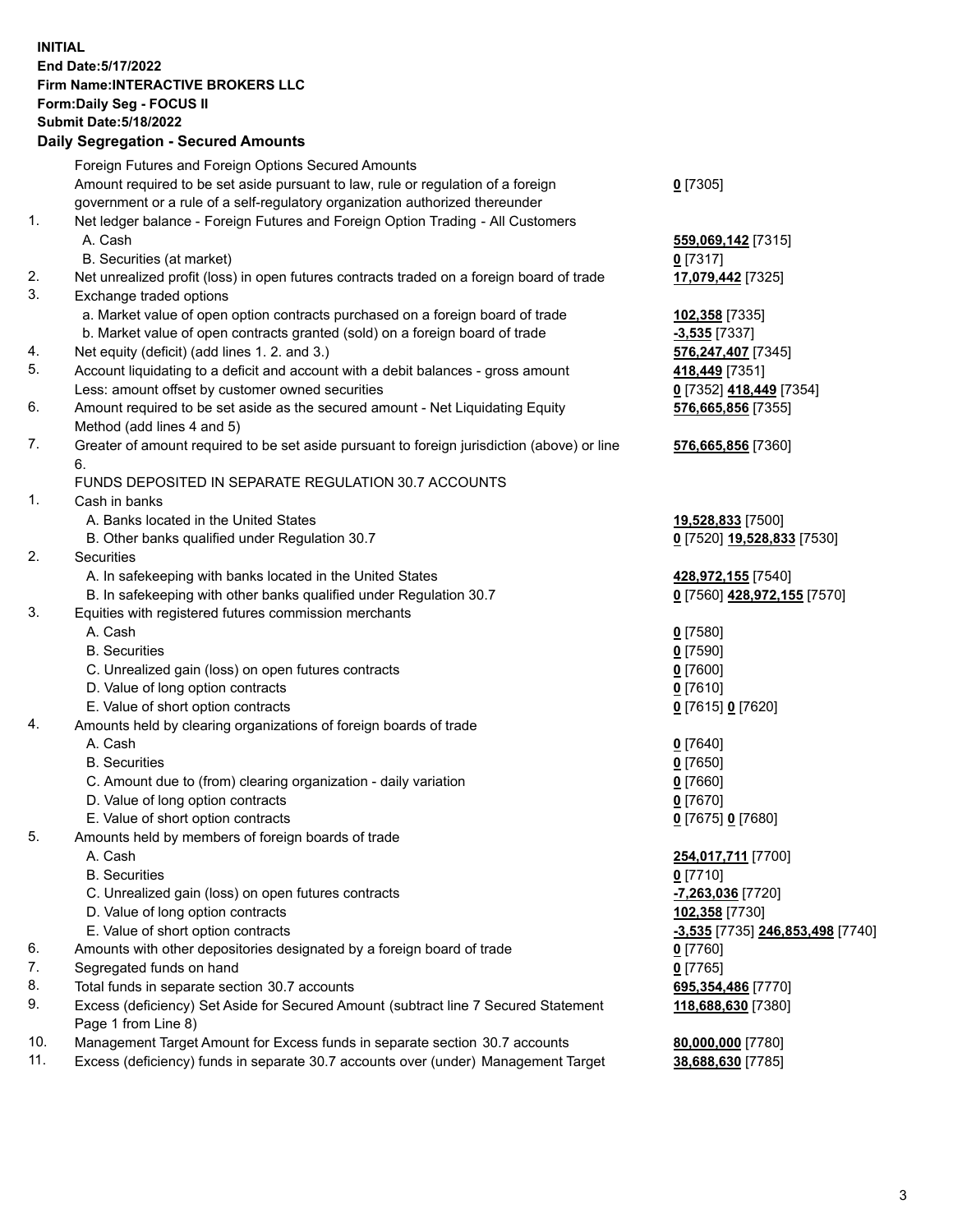**INITIAL**
**End Date:5/17/2022**
**Firm Name:INTERACTIVE BROKERS LLC**
**Form:Daily Seg - FOCUS II**
**Submit Date:5/18/2022**

### Daily Segregation - Secured Amounts

| | | |
|---|---|---|
| | Foreign Futures and Foreign Options Secured Amounts | |
| | Amount required to be set aside pursuant to law, rule or regulation of a foreign government or a rule of a self-regulatory organization authorized thereunder | **0** [7305] |
| 1. | Net ledger balance - Foreign Futures and Foreign Option Trading - All Customers | |
| | A. Cash | **559,069,142** [7315] |
| | B. Securities (at market) | **0** [7317] |
| 2. | Net unrealized profit (loss) in open futures contracts traded on a foreign board of trade | **17,079,442** [7325] |
| 3. | Exchange traded options | |
| | a. Market value of open option contracts purchased on a foreign board of trade | **102,358** [7335] |
| | b. Market value of open contracts granted (sold) on a foreign board of trade | **-3,535** [7337] |
| 4. | Net equity (deficit) (add lines 1. 2. and 3.) | **576,247,407** [7345] |
| 5. | Account liquidating to a deficit and account with a debit balances - gross amount | **418,449** [7351] |
| | Less: amount offset by customer owned securities | **0** [7352] **418,449** [7354] |
| 6. | Amount required to be set aside as the secured amount - Net Liquidating Equity Method (add lines 4 and 5) | **576,665,856** [7355] |
| 7. | Greater of amount required to be set aside pursuant to foreign jurisdiction (above) or line 6. | **576,665,856** [7360] |
| | FUNDS DEPOSITED IN SEPARATE REGULATION 30.7 ACCOUNTS | |
| 1. | Cash in banks | |
| | A. Banks located in the United States | **19,528,833** [7500] |
| | B. Other banks qualified under Regulation 30.7 | **0** [7520] **19,528,833** [7530] |
| 2. | Securities | |
| | A. In safekeeping with banks located in the United States | **428,972,155** [7540] |
| | B. In safekeeping with other banks qualified under Regulation 30.7 | **0** [7560] **428,972,155** [7570] |
| 3. | Equities with registered futures commission merchants | |
| | A. Cash | **0** [7580] |
| | B. Securities | **0** [7590] |
| | C. Unrealized gain (loss) on open futures contracts | **0** [7600] |
| | D. Value of long option contracts | **0** [7610] |
| | E. Value of short option contracts | **0** [7615] **0** [7620] |
| 4. | Amounts held by clearing organizations of foreign boards of trade | |
| | A. Cash | **0** [7640] |
| | B. Securities | **0** [7650] |
| | C. Amount due to (from) clearing organization - daily variation | **0** [7660] |
| | D. Value of long option contracts | **0** [7670] |
| | E. Value of short option contracts | **0** [7675] **0** [7680] |
| 5. | Amounts held by members of foreign boards of trade | |
| | A. Cash | **254,017,711** [7700] |
| | B. Securities | **0** [7710] |
| | C. Unrealized gain (loss) on open futures contracts | **-7,263,036** [7720] |
| | D. Value of long option contracts | **102,358** [7730] |
| | E. Value of short option contracts | **-3,535** [7735] **246,853,498** [7740] |
| 6. | Amounts with other depositories designated by a foreign board of trade | **0** [7760] |
| 7. | Segregated funds on hand | **0** [7765] |
| 8. | Total funds in separate section 30.7 accounts | **695,354,486** [7770] |
| 9. | Excess (deficiency) Set Aside for Secured Amount (subtract line 7 Secured Statement Page 1 from Line 8) | **118,688,630** [7380] |
| 10. | Management Target Amount for Excess funds in separate section 30.7 accounts | **80,000,000** [7780] |
| 11. | Excess (deficiency) funds in separate 30.7 accounts over (under) Management Target | **38,688,630** [7785] |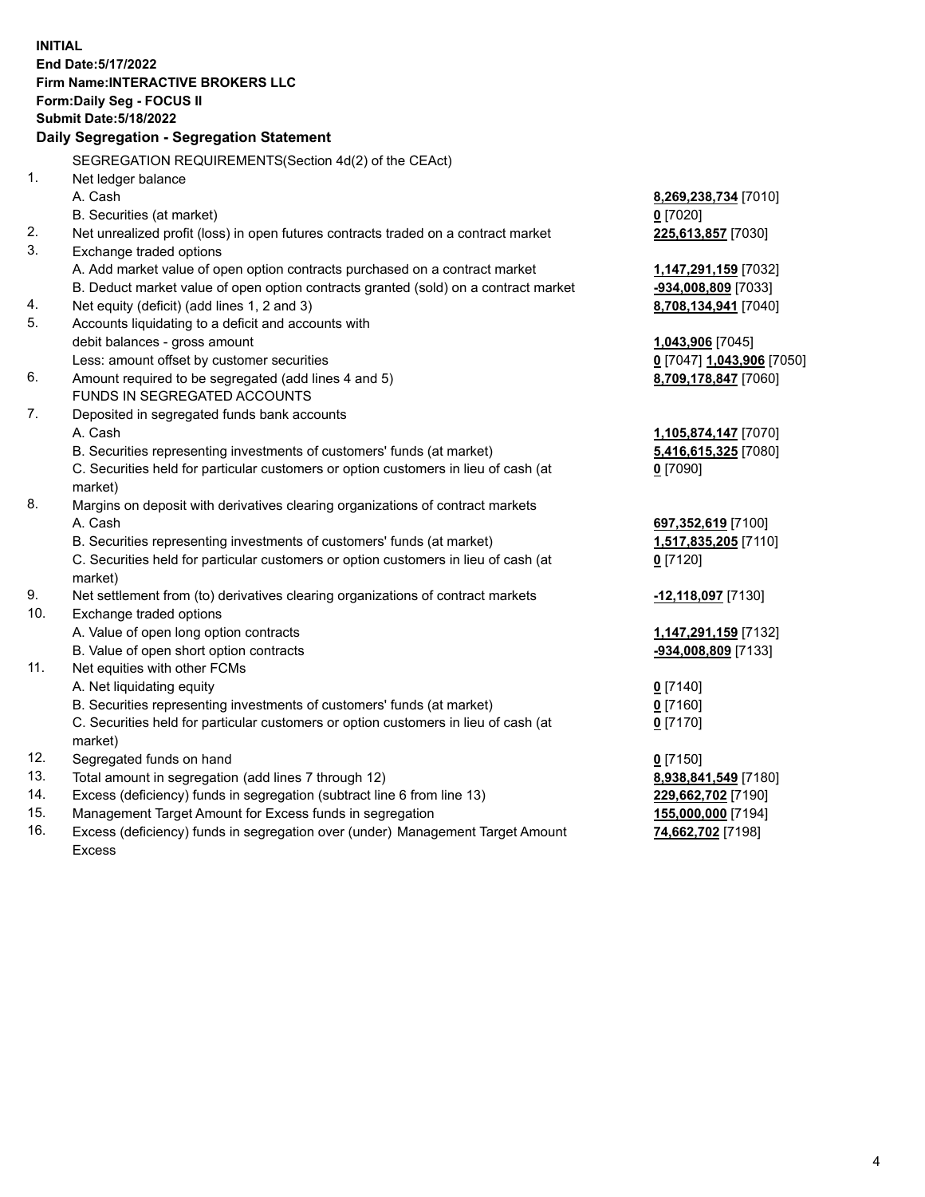**INITIAL**
**End Date:5/17/2022**
**Firm Name:INTERACTIVE BROKERS LLC**
**Form:Daily Seg - FOCUS II**
**Submit Date:5/18/2022**

**Daily Segregation - Segregation Statement**

| | | |
|---|---|---|
| | SEGREGATION REQUIREMENTS(Section 4d(2) of the CEAct) | |
| 1. | Net ledger balance | |
| | A. Cash | **8,269,238,734** [7010] |
| | B. Securities (at market) | **0** [7020] |
| 2. | Net unrealized profit (loss) in open futures contracts traded on a contract market | **225,613,857** [7030] |
| 3. | Exchange traded options | |
| | A. Add market value of open option contracts purchased on a contract market | **1,147,291,159** [7032] |
| | B. Deduct market value of open option contracts granted (sold) on a contract market | **-934,008,809** [7033] |
| 4. | Net equity (deficit) (add lines 1, 2 and 3) | **8,708,134,941** [7040] |
| 5. | Accounts liquidating to a deficit and accounts with debit balances - gross amount | **1,043,906** [7045] |
| | Less: amount offset by customer securities | **0** [7047] **1,043,906** [7050] |
| 6. | Amount required to be segregated (add lines 4 and 5) | **8,709,178,847** [7060] |
| | FUNDS IN SEGREGATED ACCOUNTS | |
| 7. | Deposited in segregated funds bank accounts | |
| | A. Cash | **1,105,874,147** [7070] |
| | B. Securities representing investments of customers' funds (at market) | **5,416,615,325** [7080] |
| | C. Securities held for particular customers or option customers in lieu of cash (at market) | **0** [7090] |
| 8. | Margins on deposit with derivatives clearing organizations of contract markets | |
| | A. Cash | **697,352,619** [7100] |
| | B. Securities representing investments of customers' funds (at market) | **1,517,835,205** [7110] |
| | C. Securities held for particular customers or option customers in lieu of cash (at market) | **0** [7120] |
| 9. | Net settlement from (to) derivatives clearing organizations of contract markets | **-12,118,097** [7130] |
| 10. | Exchange traded options | |
| | A. Value of open long option contracts | **1,147,291,159** [7132] |
| | B. Value of open short option contracts | **-934,008,809** [7133] |
| 11. | Net equities with other FCMs | |
| | A. Net liquidating equity | **0** [7140] |
| | B. Securities representing investments of customers' funds (at market) | **0** [7160] |
| | C. Securities held for particular customers or option customers in lieu of cash (at market) | **0** [7170] |
| 12. | Segregated funds on hand | **0** [7150] |
| 13. | Total amount in segregation (add lines 7 through 12) | **8,938,841,549** [7180] |
| 14. | Excess (deficiency) funds in segregation (subtract line 6 from line 13) | **229,662,702** [7190] |
| 15. | Management Target Amount for Excess funds in segregation | **155,000,000** [7194] |
| 16. | Excess (deficiency) funds in segregation over (under) Management Target Amount Excess | **74,662,702** [7198] |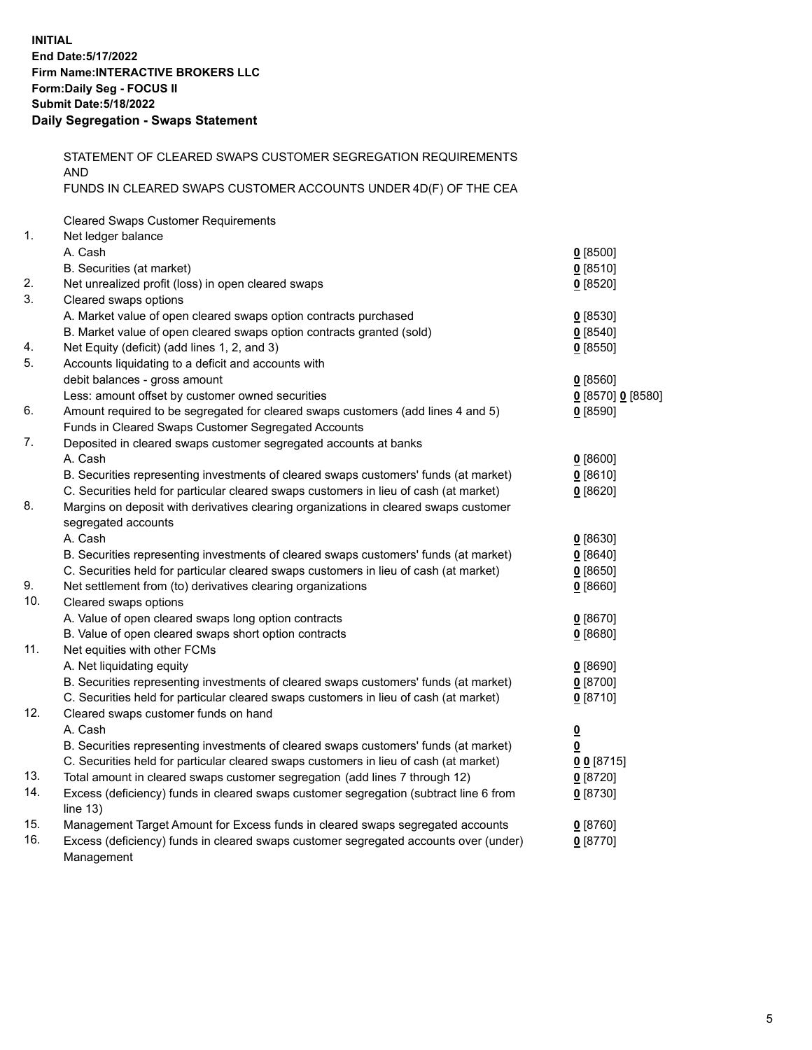**INITIAL**
**End Date:5/17/2022**
**Firm Name:INTERACTIVE BROKERS LLC**
**Form:Daily Seg - FOCUS II**
**Submit Date:5/18/2022**
**Daily Segregation - Swaps Statement**

STATEMENT OF CLEARED SWAPS CUSTOMER SEGREGATION REQUIREMENTS AND
FUNDS IN CLEARED SWAPS CUSTOMER ACCOUNTS UNDER 4D(F) OF THE CEA

| | | |
|---|---|---|
| | Cleared Swaps Customer Requirements | |
| 1. | Net ledger balance | |
| | A. Cash | 0 [8500] |
| | B. Securities (at market) | 0 [8510] |
| 2. | Net unrealized profit (loss) in open cleared swaps | 0 [8520] |
| 3. | Cleared swaps options | |
| | A. Market value of open cleared swaps option contracts purchased | 0 [8530] |
| | B. Market value of open cleared swaps option contracts granted (sold) | 0 [8540] |
| 4. | Net Equity (deficit) (add lines 1, 2, and 3) | 0 [8550] |
| 5. | Accounts liquidating to a deficit and accounts with | |
| | debit balances - gross amount | 0 [8560] |
| | Less: amount offset by customer owned securities | 0 [8570] 0 [8580] |
| 6. | Amount required to be segregated for cleared swaps customers (add lines 4 and 5) | 0 [8590] |
| | Funds in Cleared Swaps Customer Segregated Accounts | |
| 7. | Deposited in cleared swaps customer segregated accounts at banks | |
| | A. Cash | 0 [8600] |
| | B. Securities representing investments of cleared swaps customers' funds (at market) | 0 [8610] |
| | C. Securities held for particular cleared swaps customers in lieu of cash (at market) | 0 [8620] |
| 8. | Margins on deposit with derivatives clearing organizations in cleared swaps customer segregated accounts | |
| | A. Cash | 0 [8630] |
| | B. Securities representing investments of cleared swaps customers' funds (at market) | 0 [8640] |
| | C. Securities held for particular cleared swaps customers in lieu of cash (at market) | 0 [8650] |
| 9. | Net settlement from (to) derivatives clearing organizations | 0 [8660] |
| 10. | Cleared swaps options | |
| | A. Value of open cleared swaps long option contracts | 0 [8670] |
| | B. Value of open cleared swaps short option contracts | 0 [8680] |
| 11. | Net equities with other FCMs | |
| | A. Net liquidating equity | 0 [8690] |
| | B. Securities representing investments of cleared swaps customers' funds (at market) | 0 [8700] |
| | C. Securities held for particular cleared swaps customers in lieu of cash (at market) | 0 [8710] |
| 12. | Cleared swaps customer funds on hand | |
| | A. Cash | 0 |
| | B. Securities representing investments of cleared swaps customers' funds (at market) | 0 |
| | C. Securities held for particular cleared swaps customers in lieu of cash (at market) | 0 0 [8715] |
| 13. | Total amount in cleared swaps customer segregation (add lines 7 through 12) | 0 [8720] |
| 14. | Excess (deficiency) funds in cleared swaps customer segregation (subtract line 6 from line 13) | 0 [8730] |
| 15. | Management Target Amount for Excess funds in cleared swaps segregated accounts | 0 [8760] |
| 16. | Excess (deficiency) funds in cleared swaps customer segregated accounts over (under) Management | 0 [8770] |